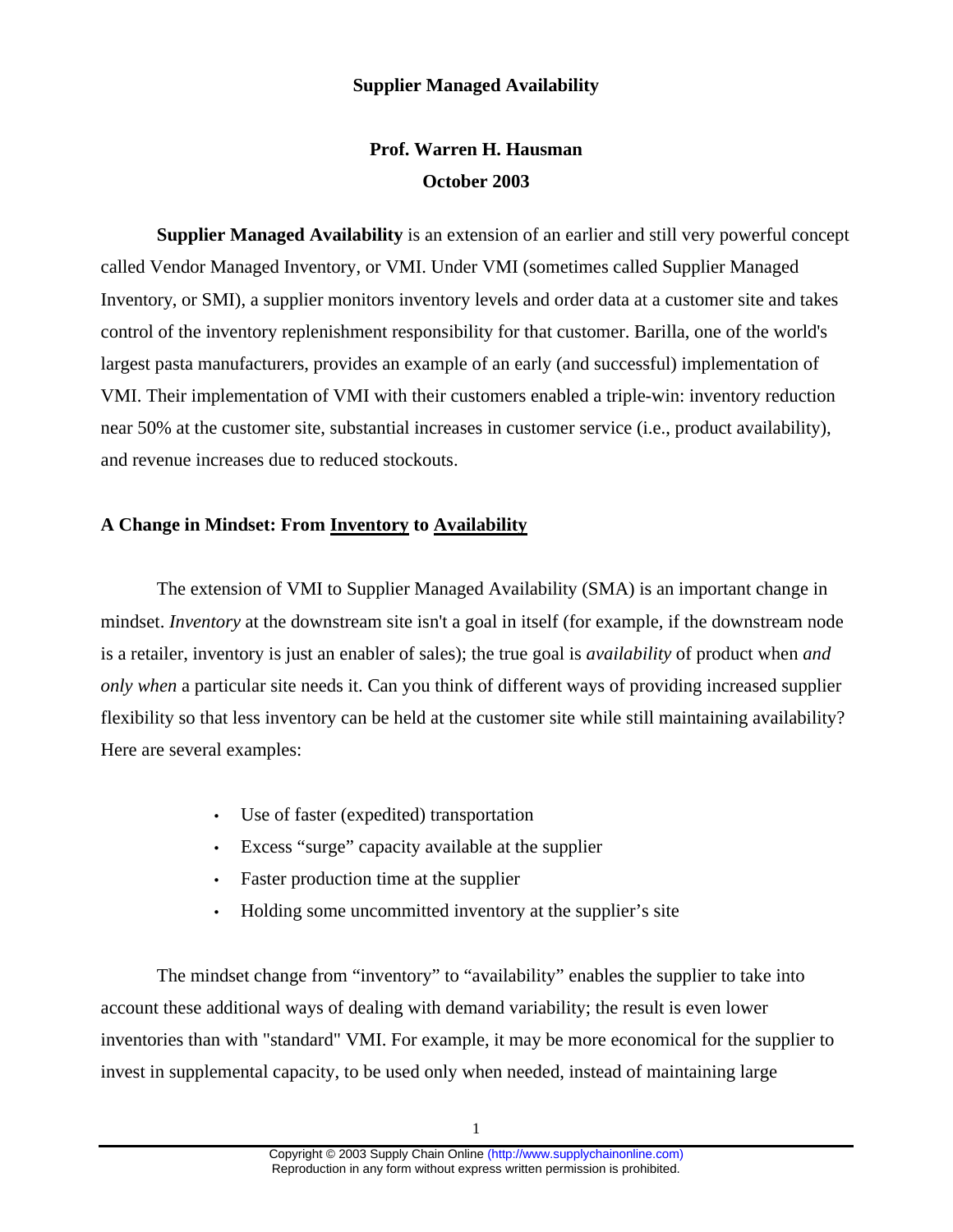# Supplier Managed Availability

**Prof. Warren H. Hausman**
**October 2003**

**Supplier Managed Availability** is an extension of an earlier and still very powerful concept called Vendor Managed Inventory, or VMI. Under VMI (sometimes called Supplier Managed Inventory, or SMI), a supplier monitors inventory levels and order data at a customer site and takes control of the inventory replenishment responsibility for that customer. Barilla, one of the world's largest pasta manufacturers, provides an example of an early (and successful) implementation of VMI. Their implementation of VMI with their customers enabled a triple-win: inventory reduction near 50% at the customer site, substantial increases in customer service (i.e., product availability), and revenue increases due to reduced stockouts.

## A Change in Mindset: From Inventory to Availability

The extension of VMI to Supplier Managed Availability (SMA) is an important change in mindset. *Inventory* at the downstream site isn't a goal in itself (for example, if the downstream node is a retailer, inventory is just an enabler of sales); the true goal is *availability* of product when *and only when* a particular site needs it. Can you think of different ways of providing increased supplier flexibility so that less inventory can be held at the customer site while still maintaining availability? Here are several examples:

- Use of faster (expedited) transportation
- Excess "surge" capacity available at the supplier
- Faster production time at the supplier
- Holding some uncommitted inventory at the supplier's site

The mindset change from "inventory" to "availability" enables the supplier to take into account these additional ways of dealing with demand variability; the result is even lower inventories than with "standard" VMI. For example, it may be more economical for the supplier to invest in supplemental capacity, to be used only when needed, instead of maintaining large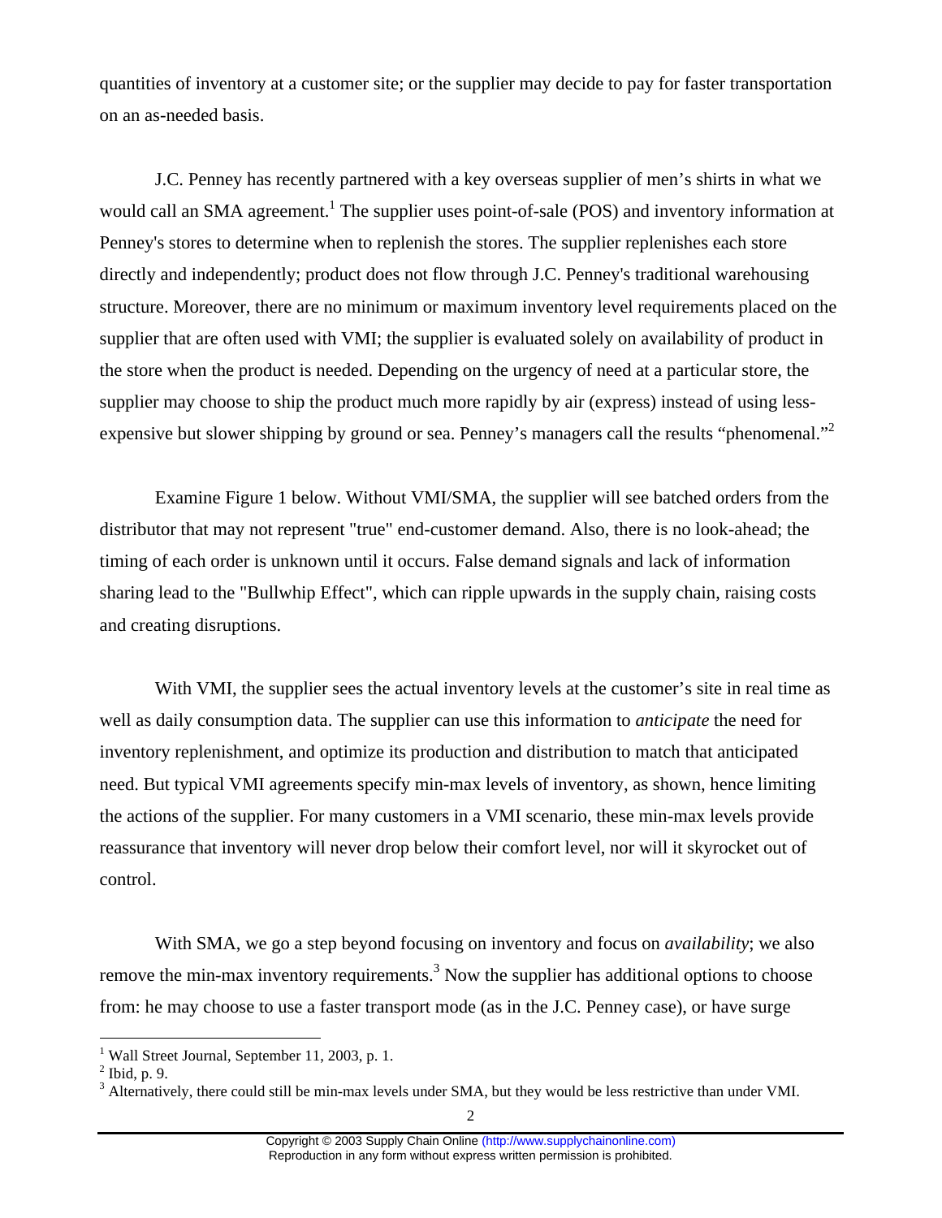quantities of inventory at a customer site; or the supplier may decide to pay for faster transportation on an as-needed basis.

J.C. Penney has recently partnered with a key overseas supplier of men's shirts in what we would call an SMA agreement.[1] The supplier uses point-of-sale (POS) and inventory information at Penney's stores to determine when to replenish the stores. The supplier replenishes each store directly and independently; product does not flow through J.C. Penney's traditional warehousing structure. Moreover, there are no minimum or maximum inventory level requirements placed on the supplier that are often used with VMI; the supplier is evaluated solely on availability of product in the store when the product is needed. Depending on the urgency of need at a particular store, the supplier may choose to ship the product much more rapidly by air (express) instead of using less-expensive but slower shipping by ground or sea. Penney's managers call the results "phenomenal."[2]

Examine Figure 1 below. Without VMI/SMA, the supplier will see batched orders from the distributor that may not represent "true" end-customer demand. Also, there is no look-ahead; the timing of each order is unknown until it occurs. False demand signals and lack of information sharing lead to the "Bullwhip Effect", which can ripple upwards in the supply chain, raising costs and creating disruptions.

With VMI, the supplier sees the actual inventory levels at the customer's site in real time as well as daily consumption data. The supplier can use this information to *anticipate* the need for inventory replenishment, and optimize its production and distribution to match that anticipated need. But typical VMI agreements specify min-max levels of inventory, as shown, hence limiting the actions of the supplier. For many customers in a VMI scenario, these min-max levels provide reassurance that inventory will never drop below their comfort level, nor will it skyrocket out of control.

With SMA, we go a step beyond focusing on inventory and focus on *availability*; we also remove the min-max inventory requirements.[3] Now the supplier has additional options to choose from: he may choose to use a faster transport mode (as in the J.C. Penney case), or have surge

[1] Wall Street Journal, September 11, 2003, p. 1.

[2] Ibid, p. 9.

[3] Alternatively, there could still be min-max levels under SMA, but they would be less restrictive than under VMI.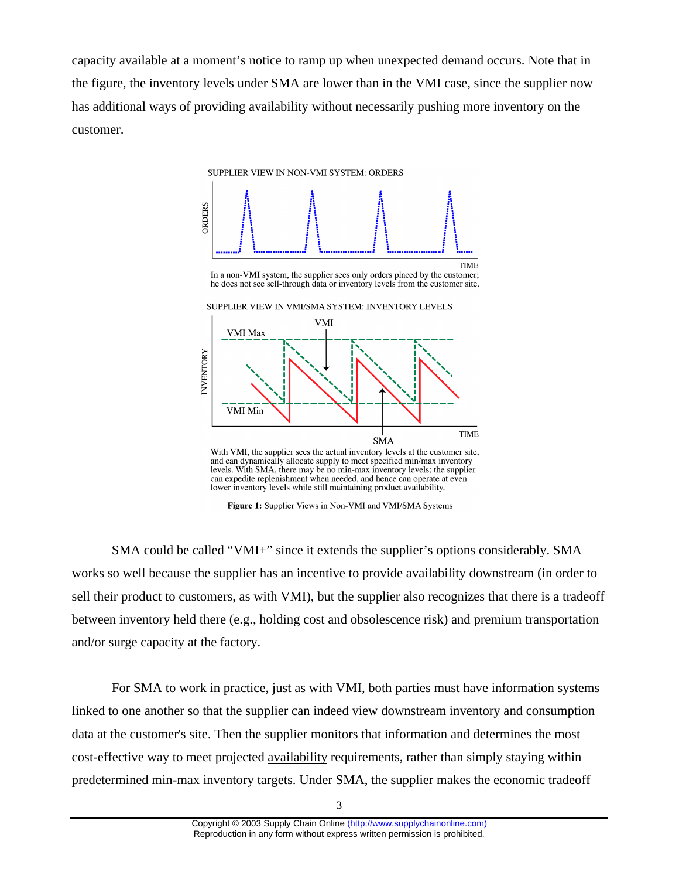capacity available at a moment's notice to ramp up when unexpected demand occurs. Note that in the figure, the inventory levels under SMA are lower than in the VMI case, since the supplier now has additional ways of providing availability without necessarily pushing more inventory on the customer.

SUPPLIER VIEW IN NON-VMI SYSTEM: ORDERS

In a non-VMI system, the supplier sees only orders placed by the customer; he does not see sell-through data or inventory levels from the customer site.

SUPPLIER VIEW IN VMI/SMA SYSTEM: INVENTORY LEVELS

With VMI, the supplier sees the actual inventory levels at the customer site, and can dynamically allocate supply to meet specified min/max inventory levels. With SMA, there may be no min-max inventory levels; the supplier can expedite replenishment when needed, and hence can operate at even lower inventory levels while still maintaining product availability.

**Figure 1:** Supplier Views in Non-VMI and VMI/SMA Systems

SMA could be called "VMI+" since it extends the supplier's options considerably. SMA works so well because the supplier has an incentive to provide availability downstream (in order to sell their product to customers, as with VMI), but the supplier also recognizes that there is a tradeoff between inventory held there (e.g., holding cost and obsolescence risk) and premium transportation and/or surge capacity at the factory.

For SMA to work in practice, just as with VMI, both parties must have information systems linked to one another so that the supplier can indeed view downstream inventory and consumption data at the customer's site. Then the supplier monitors that information and determines the most cost-effective way to meet projected <u>availability</u> requirements, rather than simply staying within predetermined min-max inventory targets. Under SMA, the supplier makes the economic tradeoff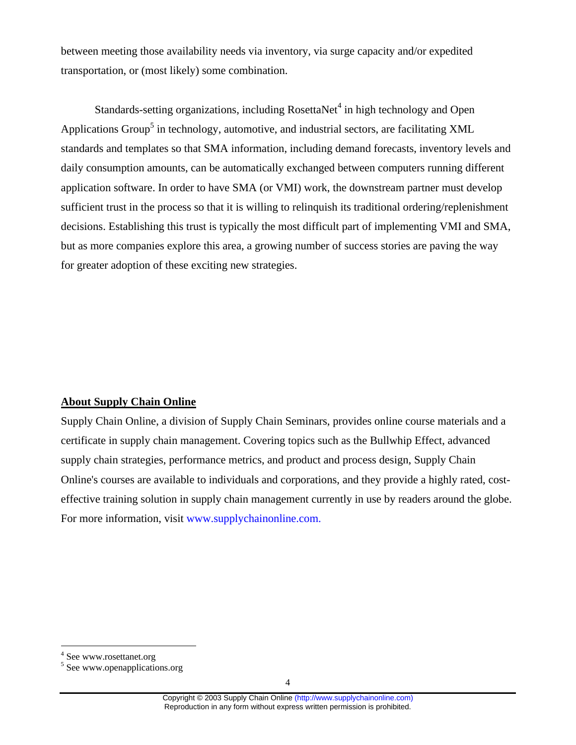between meeting those availability needs via inventory, via surge capacity and/or expedited transportation, or (most likely) some combination.

Standards-setting organizations, including RosettaNet[4] in high technology and Open Applications Group[5] in technology, automotive, and industrial sectors, are facilitating XML standards and templates so that SMA information, including demand forecasts, inventory levels and daily consumption amounts, can be automatically exchanged between computers running different application software. In order to have SMA (or VMI) work, the downstream partner must develop sufficient trust in the process so that it is willing to relinquish its traditional ordering/replenishment decisions. Establishing this trust is typically the most difficult part of implementing VMI and SMA, but as more companies explore this area, a growing number of success stories are paving the way for greater adoption of these exciting new strategies.

## **About Supply Chain Online**

Supply Chain Online, a division of Supply Chain Seminars, provides online course materials and a certificate in supply chain management. Covering topics such as the Bullwhip Effect, advanced supply chain strategies, performance metrics, and product and process design, Supply Chain Online's courses are available to individuals and corporations, and they provide a highly rated, cost-effective training solution in supply chain management currently in use by readers around the globe. For more information, visit www.supplychainonline.com.

[4] See www.rosettanet.org

[5] See www.openapplications.org